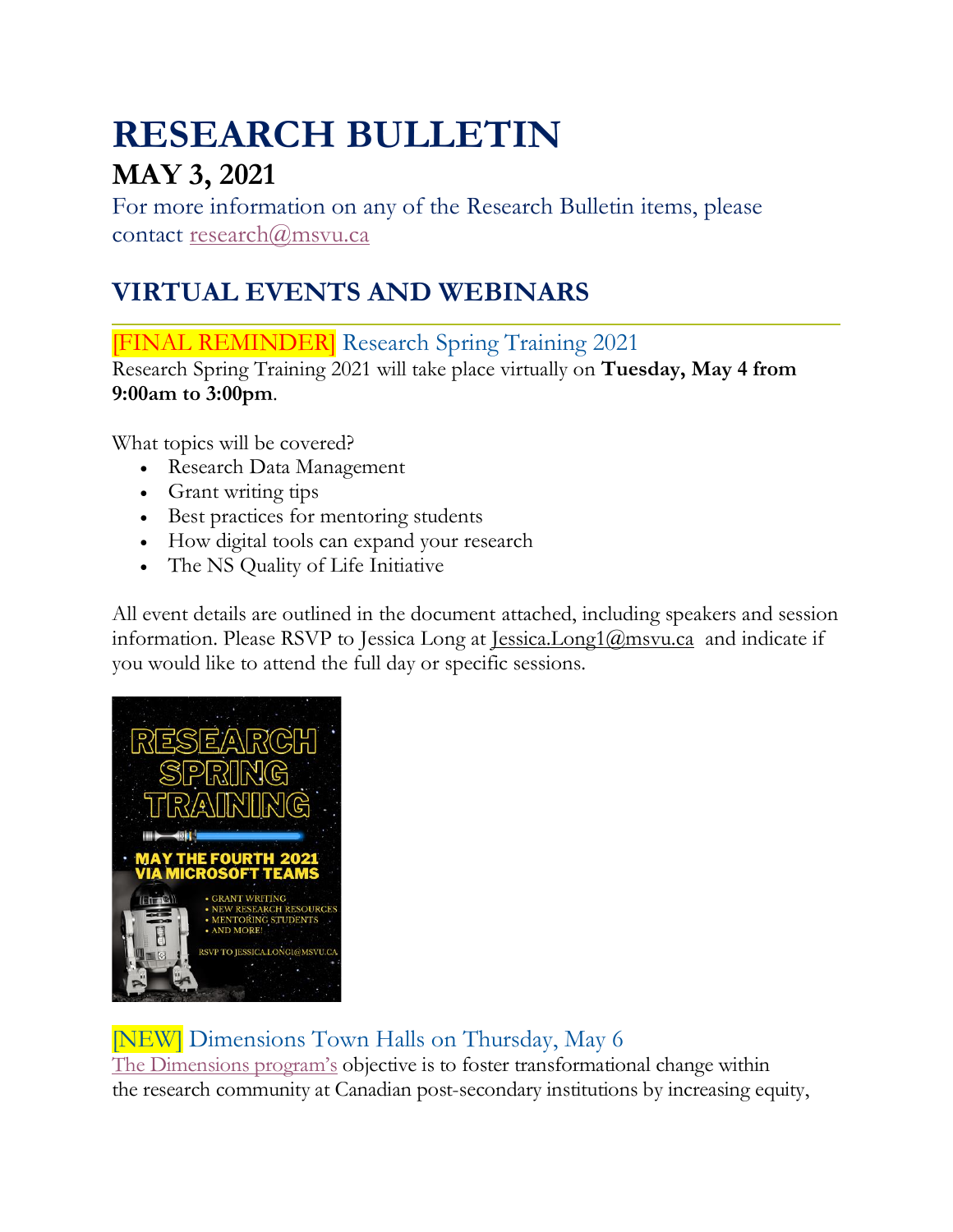# RESEARCH BULLETIN

## MAY 3, 2021

For more information on any of the Research Bulletin items, please contact research@msvu.ca

## VIRTUAL EVENTS AND WEBINARS

### [FINAL REMINDER] Research Spring Training 2021

Research Spring Training 2021 will take place virtually on **Tuesday, May 4 from 9:00am to 3:00pm**.

What topics will be covered?

- Research Data Management
- Grant writing tips
- Best practices for mentoring students
- How digital tools can expand your research
- The NS Quality of Life Initiative

All event details are outlined in the document attached, including speakers and session information. Please RSVP to Jessica Long at Jessica.Long1@msvu.ca and indicate if you would like to attend the full day or specific sessions.

### [NEW] Dimensions Town Halls on Thursday, May 6

The Dimensions program's objective is to foster transformational change within the research community at Canadian post-secondary institutions by increasing equity,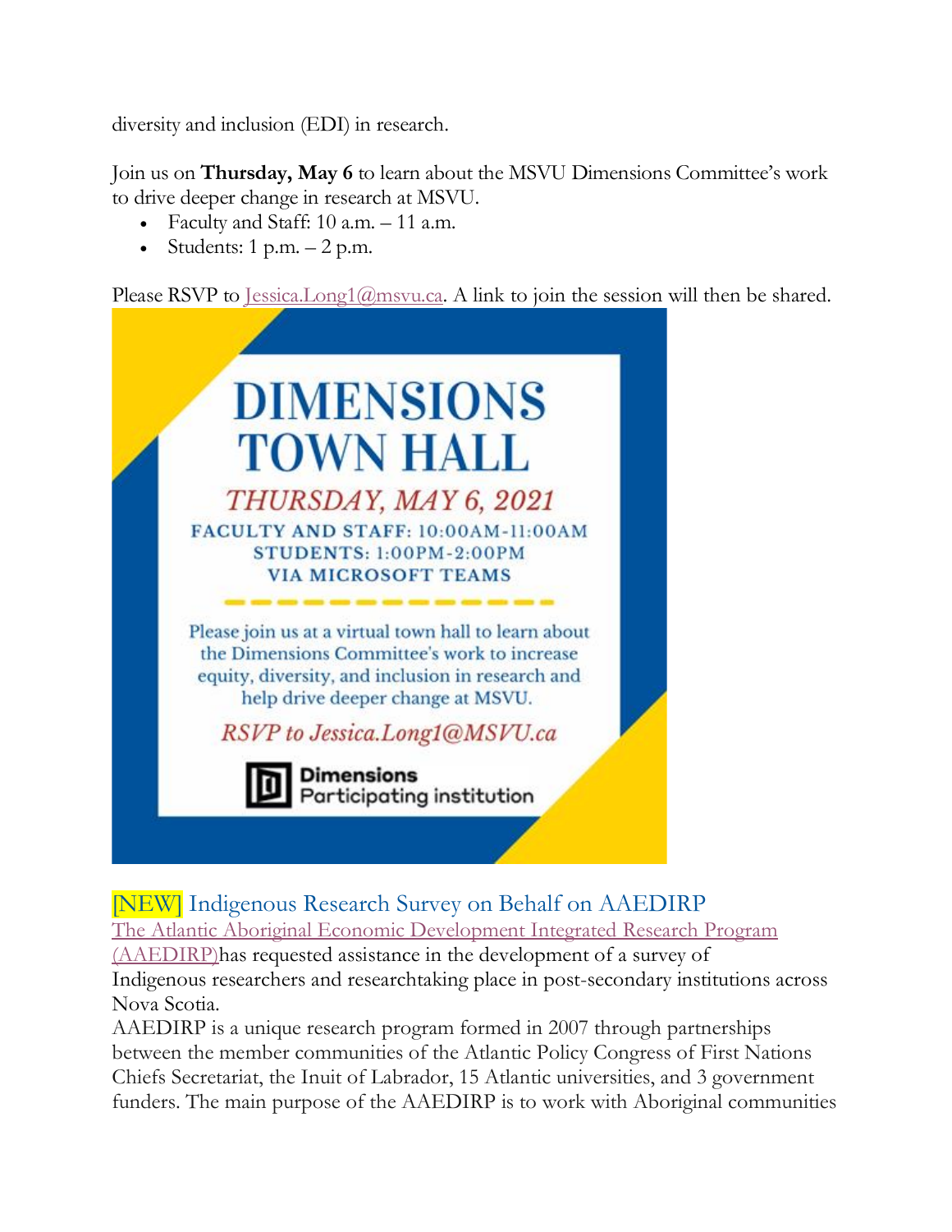diversity and inclusion (EDI) in research.

Join us on **Thursday, May 6** to learn about the MSVU Dimensions Committee's work to drive deeper change in research at MSVU.

- Faculty and Staff: 10 a.m. – 11 a.m.
- Students: 1 p.m. – 2 p.m.

Please RSVP to [Jessica.Long1@msvu.ca](mailto:Jessica.Long1@msvu.ca). A link to join the session will then be shared.

**DIMENSIONS TOWN HALL**

*THURSDAY, MAY 6, 2021*

FACULTY AND STAFF: 10:00AM-11:00AM
STUDENTS: 1:00PM-2:00PM
VIA MICROSOFT TEAMS

Please join us at a virtual town hall to learn about the Dimensions Committee's work to increase equity, diversity, and inclusion in research and help drive deeper change at MSVU.

*RSVP to Jessica.Long1@MSVU.ca*

**Dimensions** Participating institution

## [NEW] Indigenous Research Survey on Behalf on AAEDIRP

[The Atlantic Aboriginal Economic Development Integrated Research Program (AAEDIRP)](#)has requested assistance in the development of a survey of Indigenous researchers and researchtaking place in post-secondary institutions across Nova Scotia.

AAEDIRP is a unique research program formed in 2007 through partnerships between the member communities of the Atlantic Policy Congress of First Nations Chiefs Secretariat, the Inuit of Labrador, 15 Atlantic universities, and 3 government funders. The main purpose of the AAEDIRP is to work with Aboriginal communities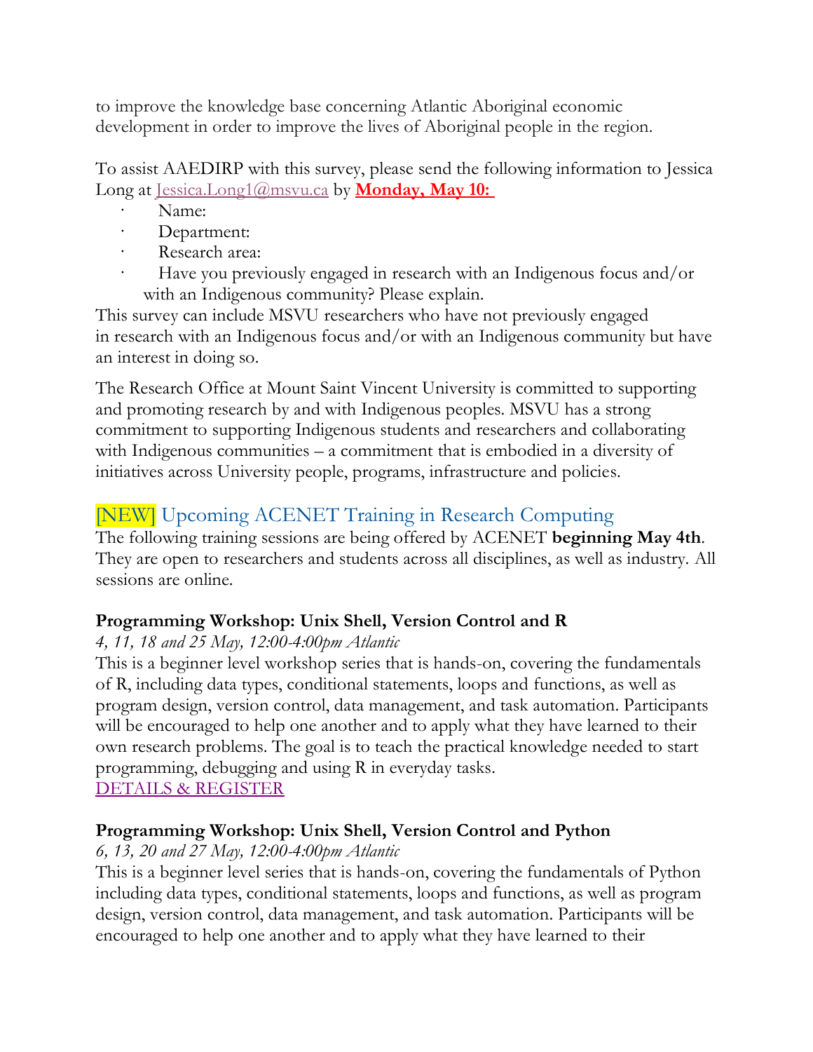to improve the knowledge base concerning Atlantic Aboriginal economic development in order to improve the lives of Aboriginal people in the region.

To assist AAEDIRP with this survey, please send the following information to Jessica Long at Jessica.Long1@msvu.ca by **Monday, May 10:**

- Name:
- Department:
- Research area:
- Have you previously engaged in research with an Indigenous focus and/or with an Indigenous community? Please explain.

This survey can include MSVU researchers who have not previously engaged in research with an Indigenous focus and/or with an Indigenous community but have an interest in doing so.

The Research Office at Mount Saint Vincent University is committed to supporting and promoting research by and with Indigenous peoples. MSVU has a strong commitment to supporting Indigenous students and researchers and collaborating with Indigenous communities – a commitment that is embodied in a diversity of initiatives across University people, programs, infrastructure and policies.

## [NEW] Upcoming ACENET Training in Research Computing

The following training sessions are being offered by ACENET **beginning May 4th**. They are open to researchers and students across all disciplines, as well as industry. All sessions are online.

**Programming Workshop: Unix Shell, Version Control and R**

*4, 11, 18 and 25 May, 12:00-4:00pm Atlantic*

This is a beginner level workshop series that is hands-on, covering the fundamentals of R, including data types, conditional statements, loops and functions, as well as program design, version control, data management, and task automation. Participants will be encouraged to help one another and to apply what they have learned to their own research problems. The goal is to teach the practical knowledge needed to start programming, debugging and using R in everyday tasks.

DETAILS & REGISTER

**Programming Workshop: Unix Shell, Version Control and Python**

*6, 13, 20 and 27 May, 12:00-4:00pm Atlantic*

This is a beginner level series that is hands-on, covering the fundamentals of Python including data types, conditional statements, loops and functions, as well as program design, version control, data management, and task automation. Participants will be encouraged to help one another and to apply what they have learned to their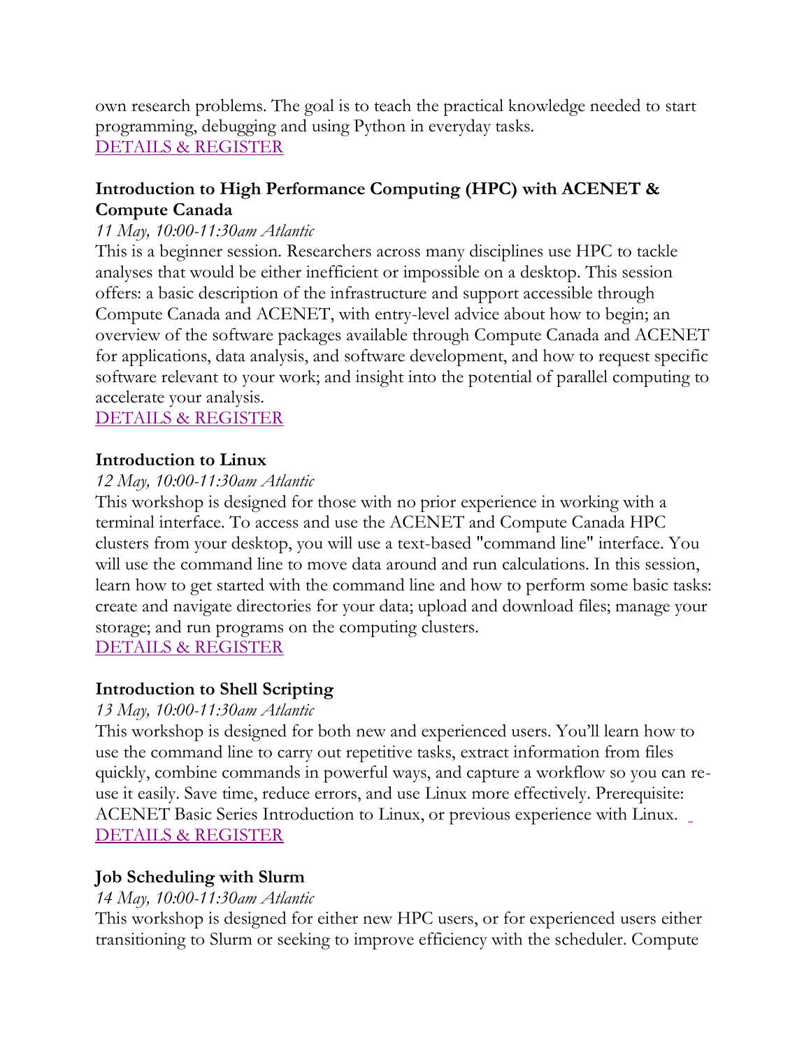own research problems. The goal is to teach the practical knowledge needed to start programming, debugging and using Python in everyday tasks.
DETAILS & REGISTER

### Introduction to High Performance Computing (HPC) with ACENET & Compute Canada

*11 May, 10:00-11:30am Atlantic*

This is a beginner session. Researchers across many disciplines use HPC to tackle analyses that would be either inefficient or impossible on a desktop. This session offers: a basic description of the infrastructure and support accessible through Compute Canada and ACENET, with entry-level advice about how to begin; an overview of the software packages available through Compute Canada and ACENET for applications, data analysis, and software development, and how to request specific software relevant to your work; and insight into the potential of parallel computing to accelerate your analysis.
DETAILS & REGISTER

### Introduction to Linux

*12 May, 10:00-11:30am Atlantic*

This workshop is designed for those with no prior experience in working with a terminal interface. To access and use the ACENET and Compute Canada HPC clusters from your desktop, you will use a text-based "command line" interface. You will use the command line to move data around and run calculations. In this session, learn how to get started with the command line and how to perform some basic tasks: create and navigate directories for your data; upload and download files; manage your storage; and run programs on the computing clusters.
DETAILS & REGISTER

### Introduction to Shell Scripting

*13 May, 10:00-11:30am Atlantic*

This workshop is designed for both new and experienced users. You'll learn how to use the command line to carry out repetitive tasks, extract information from files quickly, combine commands in powerful ways, and capture a workflow so you can re-use it easily. Save time, reduce errors, and use Linux more effectively. Prerequisite: ACENET Basic Series Introduction to Linux, or previous experience with Linux.
DETAILS & REGISTER

### Job Scheduling with Slurm

*14 May, 10:00-11:30am Atlantic*

This workshop is designed for either new HPC users, or for experienced users either transitioning to Slurm or seeking to improve efficiency with the scheduler. Compute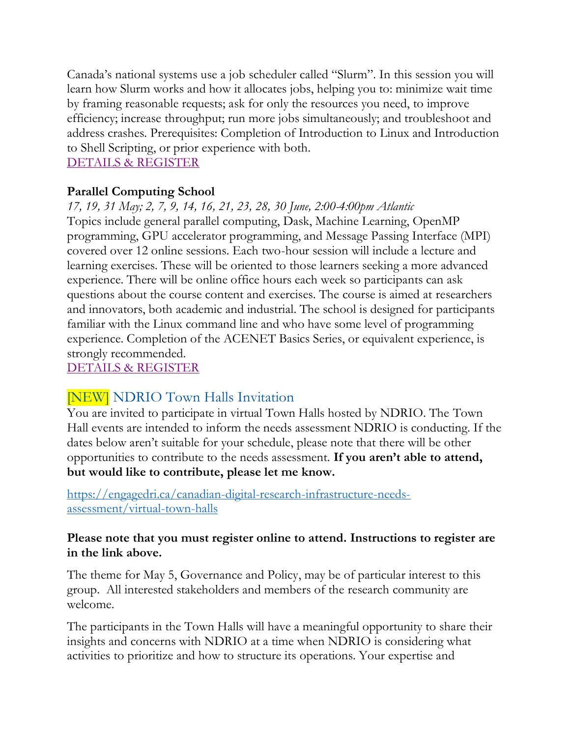Canada's national systems use a job scheduler called "Slurm". In this session you will learn how Slurm works and how it allocates jobs, helping you to: minimize wait time by framing reasonable requests; ask for only the resources you need, to improve efficiency; increase throughput; run more jobs simultaneously; and troubleshoot and address crashes. Prerequisites: Completion of Introduction to Linux and Introduction to Shell Scripting, or prior experience with both.
DETAILS & REGISTER

**Parallel Computing School**
*17, 19, 31 May; 2, 7, 9, 14, 16, 21, 23, 28, 30 June, 2:00-4:00pm Atlantic*
Topics include general parallel computing, Dask, Machine Learning, OpenMP programming, GPU accelerator programming, and Message Passing Interface (MPI) covered over 12 online sessions. Each two-hour session will include a lecture and learning exercises. These will be oriented to those learners seeking a more advanced experience. There will be online office hours each week so participants can ask questions about the course content and exercises. The course is aimed at researchers and innovators, both academic and industrial. The school is designed for participants familiar with the Linux command line and who have some level of programming experience. Completion of the ACENET Basics Series, or equivalent experience, is strongly recommended.
DETAILS & REGISTER

## [NEW] NDRIO Town Halls Invitation

You are invited to participate in virtual Town Halls hosted by NDRIO. The Town Hall events are intended to inform the needs assessment NDRIO is conducting. If the dates below aren't suitable for your schedule, please note that there will be other opportunities to contribute to the needs assessment. **If you aren't able to attend, but would like to contribute, please let me know.**

https://engagedri.ca/canadian-digital-research-infrastructure-needs-assessment/virtual-town-halls

**Please note that you must register online to attend. Instructions to register are in the link above.**

The theme for May 5, Governance and Policy, may be of particular interest to this group. All interested stakeholders and members of the research community are welcome.

The participants in the Town Halls will have a meaningful opportunity to share their insights and concerns with NDRIO at a time when NDRIO is considering what activities to prioritize and how to structure its operations. Your expertise and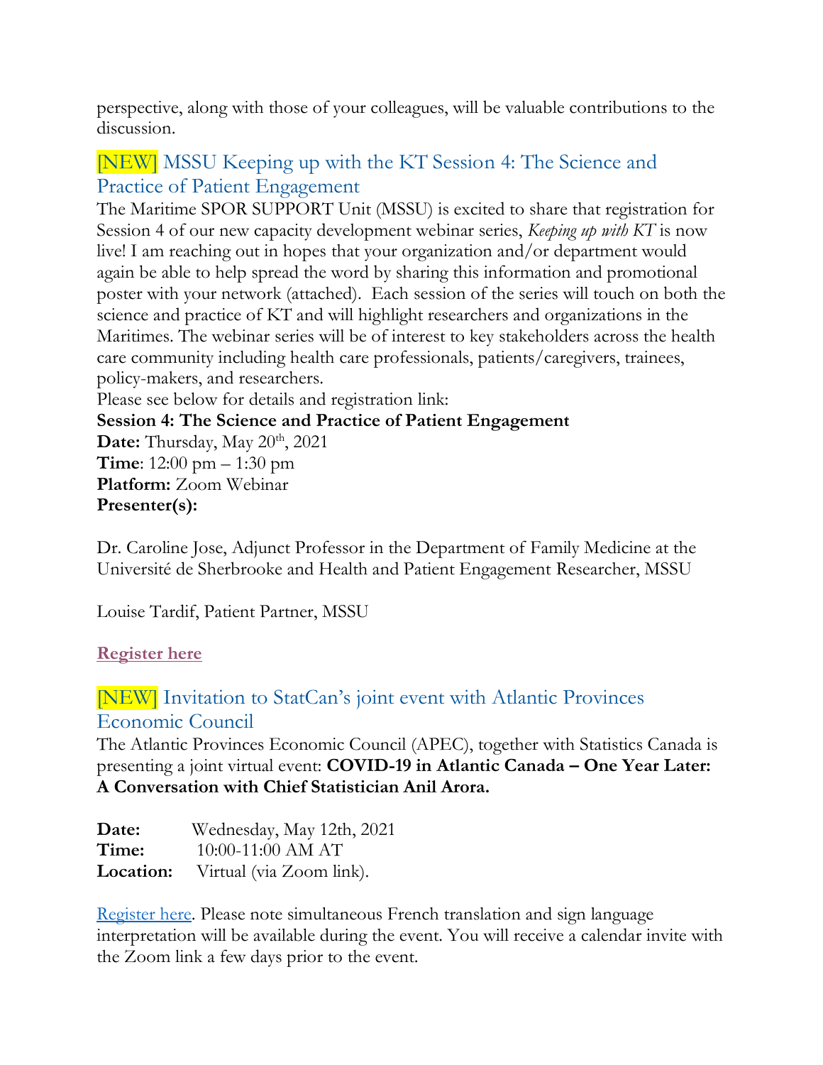perspective, along with those of your colleagues, will be valuable contributions to the discussion.

## [NEW] MSSU Keeping up with the KT Session 4: The Science and Practice of Patient Engagement

The Maritime SPOR SUPPORT Unit (MSSU) is excited to share that registration for Session 4 of our new capacity development webinar series, *Keeping up with KT* is now live! I am reaching out in hopes that your organization and/or department would again be able to help spread the word by sharing this information and promotional poster with your network (attached). Each session of the series will touch on both the science and practice of KT and will highlight researchers and organizations in the Maritimes. The webinar series will be of interest to key stakeholders across the health care community including health care professionals, patients/caregivers, trainees, policy-makers, and researchers.

Please see below for details and registration link:

**Session 4: The Science and Practice of Patient Engagement**
**Date:** Thursday, May 20th, 2021
**Time**: 12:00 pm – 1:30 pm
**Platform:** Zoom Webinar
**Presenter(s):**

Dr. Caroline Jose, Adjunct Professor in the Department of Family Medicine at the Université de Sherbrooke and Health and Patient Engagement Researcher, MSSU

Louise Tardif, Patient Partner, MSSU

**Register here**

## [NEW] Invitation to StatCan's joint event with Atlantic Provinces Economic Council

The Atlantic Provinces Economic Council (APEC), together with Statistics Canada is presenting a joint virtual event: **COVID-19 in Atlantic Canada – One Year Later: A Conversation with Chief Statistician Anil Arora.**

**Date:** Wednesday, May 12th, 2021
**Time:** 10:00-11:00 AM AT
**Location:** Virtual (via Zoom link).

Register here. Please note simultaneous French translation and sign language interpretation will be available during the event. You will receive a calendar invite with the Zoom link a few days prior to the event.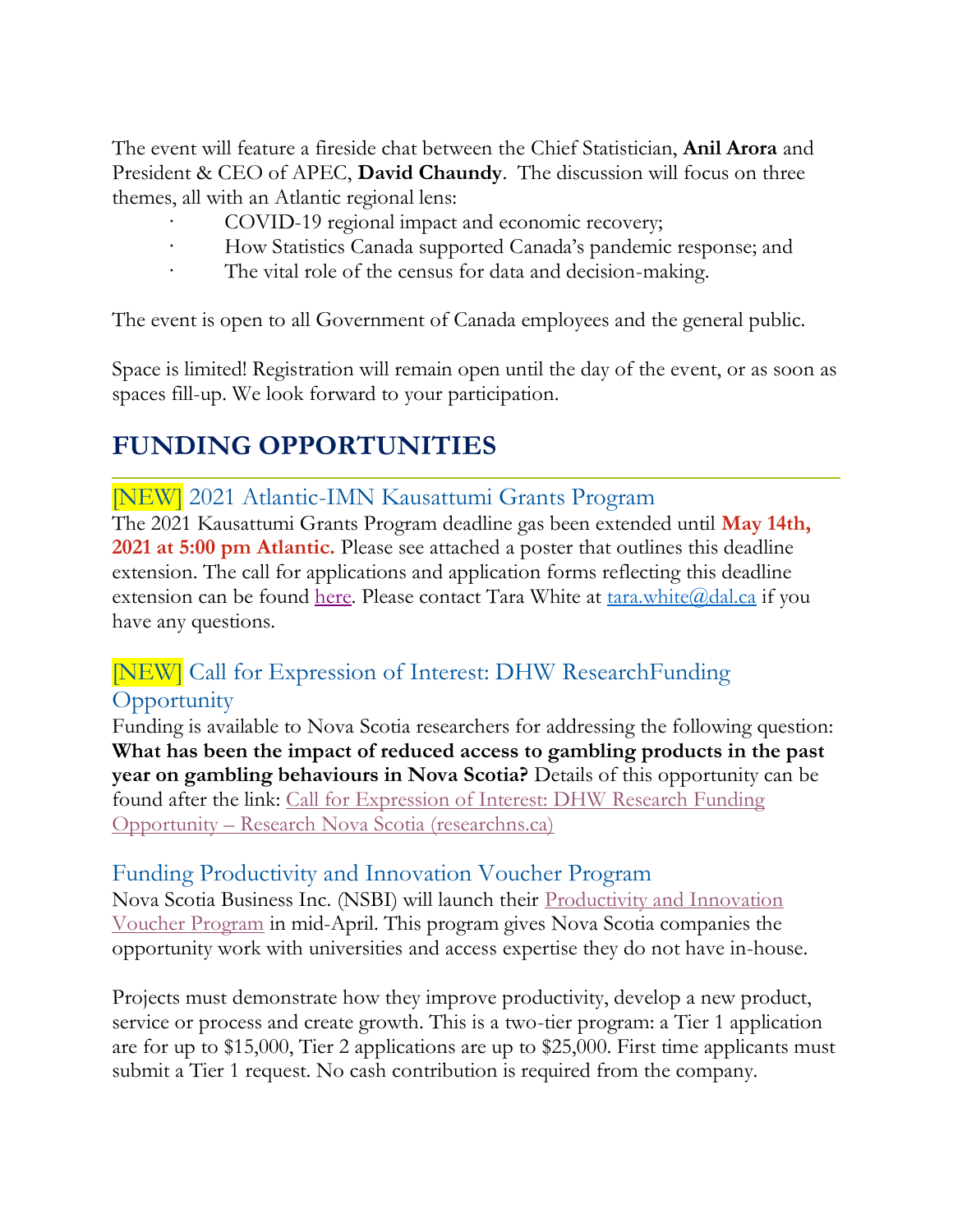The event will feature a fireside chat between the Chief Statistician, **Anil Arora** and President & CEO of APEC, **David Chaundy**. The discussion will focus on three themes, all with an Atlantic regional lens:

- COVID-19 regional impact and economic recovery;
- How Statistics Canada supported Canada's pandemic response; and
- The vital role of the census for data and decision-making.

The event is open to all Government of Canada employees and the general public.

Space is limited! Registration will remain open until the day of the event, or as soon as spaces fill-up. We look forward to your participation.

## FUNDING OPPORTUNITIES

### [NEW] 2021 Atlantic-IMN Kausattumi Grants Program

The 2021 Kausattumi Grants Program deadline gas been extended until **May 14th, 2021 at 5:00 pm Atlantic.** Please see attached a poster that outlines this deadline extension. The call for applications and application forms reflecting this deadline extension can be found here. Please contact Tara White at tara.white@dal.ca if you have any questions.

### [NEW] Call for Expression of Interest: DHW ResearchFunding Opportunity

Funding is available to Nova Scotia researchers for addressing the following question: **What has been the impact of reduced access to gambling products in the past year on gambling behaviours in Nova Scotia?** Details of this opportunity can be found after the link: Call for Expression of Interest: DHW Research Funding Opportunity – Research Nova Scotia (researchns.ca)

### Funding Productivity and Innovation Voucher Program

Nova Scotia Business Inc. (NSBI) will launch their Productivity and Innovation Voucher Program in mid-April. This program gives Nova Scotia companies the opportunity work with universities and access expertise they do not have in-house.

Projects must demonstrate how they improve productivity, develop a new product, service or process and create growth. This is a two-tier program: a Tier 1 application are for up to $15,000, Tier 2 applications are up to $25,000. First time applicants must submit a Tier 1 request. No cash contribution is required from the company.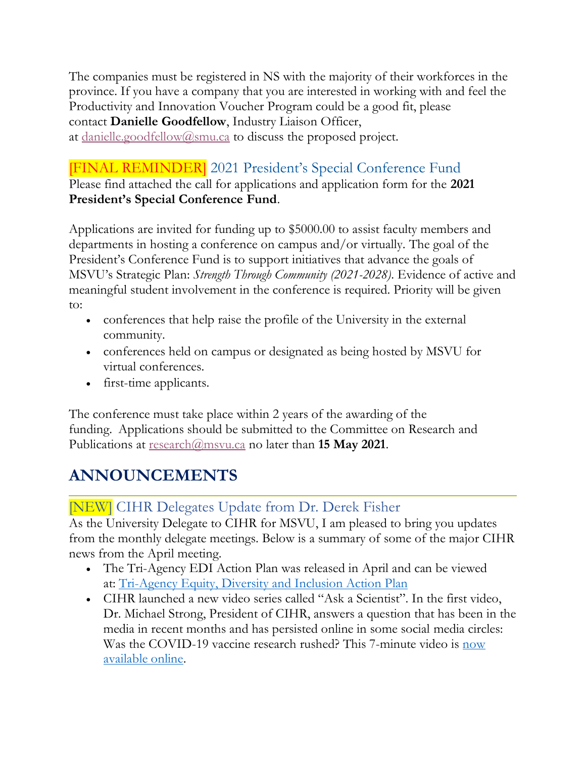The companies must be registered in NS with the majority of their workforces in the province. If you have a company that you are interested in working with and feel the Productivity and Innovation Voucher Program could be a good fit, please contact **Danielle Goodfellow**, Industry Liaison Officer, at danielle.goodfellow@smu.ca to discuss the proposed project.

### [FINAL REMINDER] 2021 President's Special Conference Fund

Please find attached the call for applications and application form for the **2021 President's Special Conference Fund**.

Applications are invited for funding up to $5000.00 to assist faculty members and departments in hosting a conference on campus and/or virtually. The goal of the President's Conference Fund is to support initiatives that advance the goals of MSVU's Strategic Plan: *Strength Through Community (2021-2028)*. Evidence of active and meaningful student involvement in the conference is required. Priority will be given to:

- conferences that help raise the profile of the University in the external community.
- conferences held on campus or designated as being hosted by MSVU for virtual conferences.
- first-time applicants.

The conference must take place within 2 years of the awarding of the funding. Applications should be submitted to the Committee on Research and Publications at research@msvu.ca no later than **15 May 2021**.

## ANNOUNCEMENTS

### [NEW] CIHR Delegates Update from Dr. Derek Fisher

As the University Delegate to CIHR for MSVU, I am pleased to bring you updates from the monthly delegate meetings. Below is a summary of some of the major CIHR news from the April meeting.

- The Tri-Agency EDI Action Plan was released in April and can be viewed at: Tri-Agency Equity, Diversity and Inclusion Action Plan
- CIHR launched a new video series called "Ask a Scientist". In the first video, Dr. Michael Strong, President of CIHR, answers a question that has been in the media in recent months and has persisted online in some social media circles: Was the COVID-19 vaccine research rushed? This 7-minute video is now available online.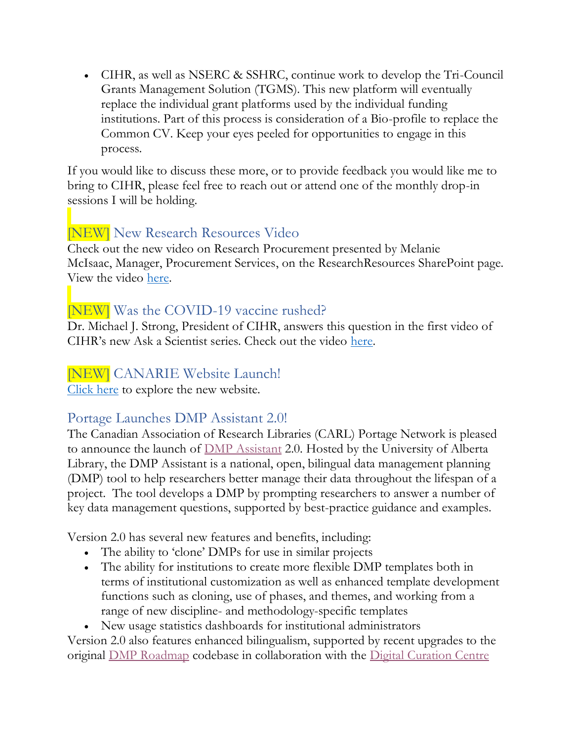- CIHR, as well as NSERC & SSHRC, continue work to develop the Tri-Council Grants Management Solution (TGMS). This new platform will eventually replace the individual grant platforms used by the individual funding institutions. Part of this process is consideration of a Bio-profile to replace the Common CV. Keep your eyes peeled for opportunities to engage in this process.

If you would like to discuss these more, or to provide feedback you would like me to bring to CIHR, please feel free to reach out or attend one of the monthly drop-in sessions I will be holding.

### [NEW] New Research Resources Video

Check out the new video on Research Procurement presented by Melanie McIsaac, Manager, Procurement Services, on the ResearchResources SharePoint page. View the video here.

### [NEW] Was the COVID-19 vaccine rushed?

Dr. Michael J. Strong, President of CIHR, answers this question in the first video of CIHR's new Ask a Scientist series. Check out the video here.

### [NEW] CANARIE Website Launch!

Click here to explore the new website.

### Portage Launches DMP Assistant 2.0!

The Canadian Association of Research Libraries (CARL) Portage Network is pleased to announce the launch of DMP Assistant 2.0. Hosted by the University of Alberta Library, the DMP Assistant is a national, open, bilingual data management planning (DMP) tool to help researchers better manage their data throughout the lifespan of a project. The tool develops a DMP by prompting researchers to answer a number of key data management questions, supported by best-practice guidance and examples.

Version 2.0 has several new features and benefits, including:

- The ability to 'clone' DMPs for use in similar projects
- The ability for institutions to create more flexible DMP templates both in terms of institutional customization as well as enhanced template development functions such as cloning, use of phases, and themes, and working from a range of new discipline- and methodology-specific templates
- New usage statistics dashboards for institutional administrators

Version 2.0 also features enhanced bilingualism, supported by recent upgrades to the original DMP Roadmap codebase in collaboration with the Digital Curation Centre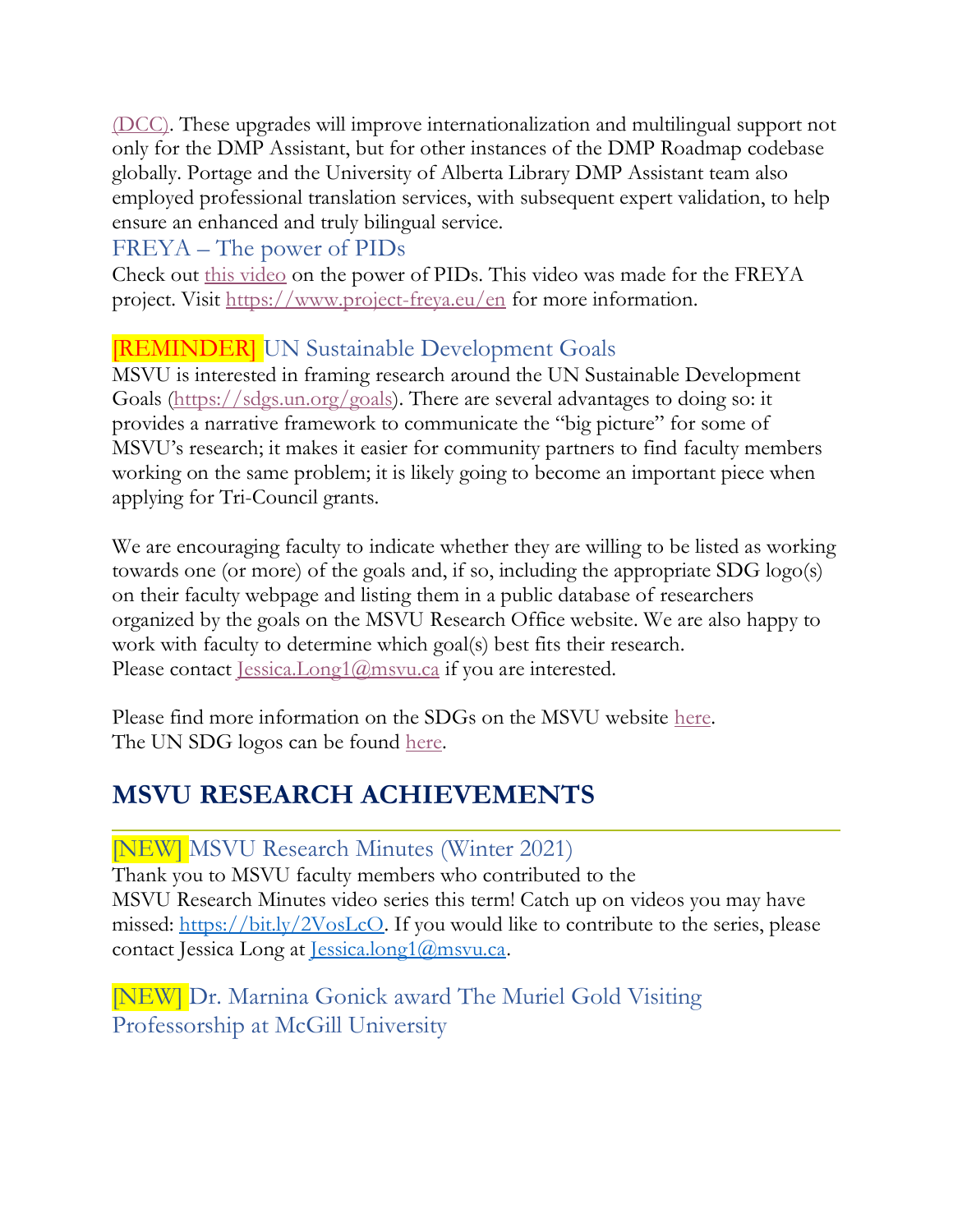(DCC). These upgrades will improve internationalization and multilingual support not only for the DMP Assistant, but for other instances of the DMP Roadmap codebase globally. Portage and the University of Alberta Library DMP Assistant team also employed professional translation services, with subsequent expert validation, to help ensure an enhanced and truly bilingual service.

### FREYA – The power of PIDs

Check out this video on the power of PIDs. This video was made for the FREYA project. Visit https://www.project-freya.eu/en for more information.

### [REMINDER] UN Sustainable Development Goals

MSVU is interested in framing research around the UN Sustainable Development Goals (https://sdgs.un.org/goals). There are several advantages to doing so: it provides a narrative framework to communicate the "big picture" for some of MSVU's research; it makes it easier for community partners to find faculty members working on the same problem; it is likely going to become an important piece when applying for Tri-Council grants.

We are encouraging faculty to indicate whether they are willing to be listed as working towards one (or more) of the goals and, if so, including the appropriate SDG logo(s) on their faculty webpage and listing them in a public database of researchers organized by the goals on the MSVU Research Office website. We are also happy to work with faculty to determine which goal(s) best fits their research.
Please contact Jessica.Long1@msvu.ca if you are interested.

Please find more information on the SDGs on the MSVU website here.
The UN SDG logos can be found here.

## MSVU RESEARCH ACHIEVEMENTS

### [NEW] MSVU Research Minutes (Winter 2021)

Thank you to MSVU faculty members who contributed to the MSVU Research Minutes video series this term! Catch up on videos you may have missed: https://bit.ly/2VosLcO. If you would like to contribute to the series, please contact Jessica Long at Jessica.long1@msvu.ca.

### [NEW] Dr. Marnina Gonick award The Muriel Gold Visiting Professorship at McGill University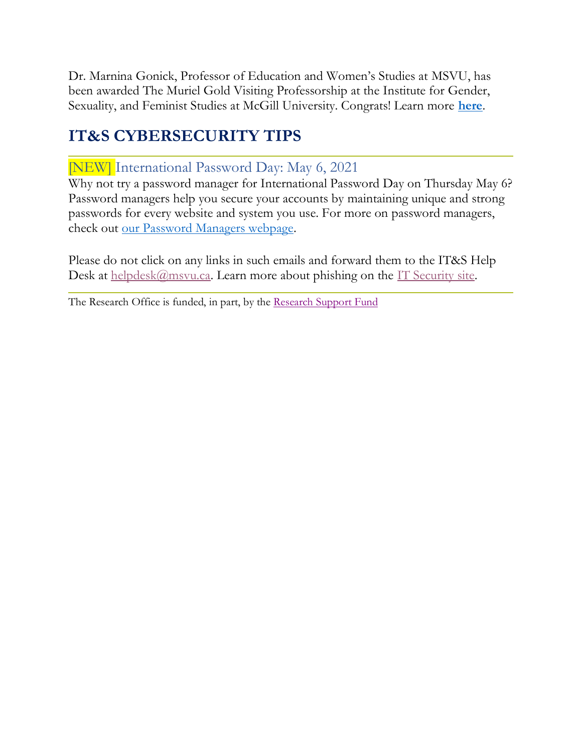Dr. Marnina Gonick, Professor of Education and Women's Studies at MSVU, has been awarded The Muriel Gold Visiting Professorship at the Institute for Gender, Sexuality, and Feminist Studies at McGill University. Congrats! Learn more **here**.

## IT&S CYBERSECURITY TIPS

---

### [NEW] International Password Day: May 6, 2021

Why not try a password manager for International Password Day on Thursday May 6? Password managers help you secure your accounts by maintaining unique and strong passwords for every website and system you use. For more on password managers, check out our Password Managers webpage.

Please do not click on any links in such emails and forward them to the IT&S Help Desk at helpdesk@msvu.ca. Learn more about phishing on the IT Security site.

---

The Research Office is funded, in part, by the Research Support Fund